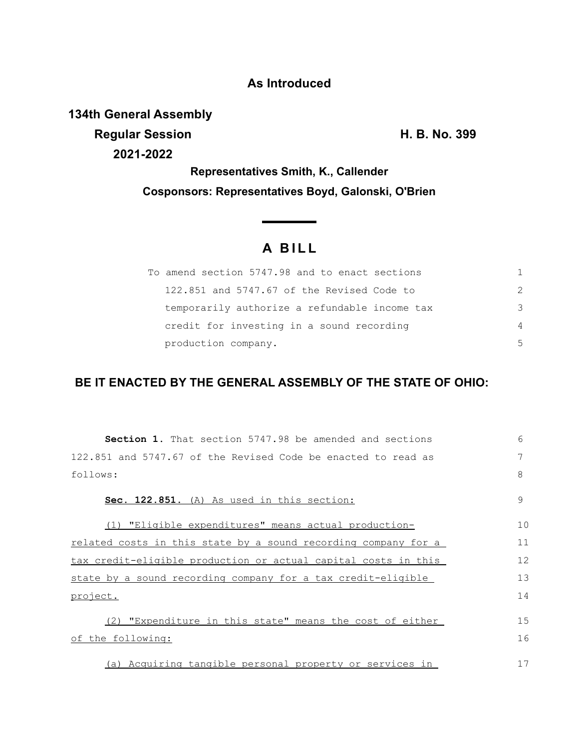**As Introduced**

**134th General Assembly**
**Regular Session** **H. B. No. 399**
**2021-2022**

**Representatives Smith, K., Callender**

**Cosponsors: Representatives Boyd, Galonski, O'Brien**

# A BILL

To amend section 5747.98 and to enact sections 122.851 and 5747.67 of the Revised Code to temporarily authorize a refundable income tax credit for investing in a sound recording production company.

## BE IT ENACTED BY THE GENERAL ASSEMBLY OF THE STATE OF OHIO:

**Section 1.** That section 5747.98 be amended and sections 122.851 and 5747.67 of the Revised Code be enacted to read as follows:

**Sec. 122.851.** (A) As used in this section:

(1) "Eligible expenditures" means actual production-related costs in this state by a sound recording company for a tax credit-eligible production or actual capital costs in this state by a sound recording company for a tax credit-eligible project.

(2) "Expenditure in this state" means the cost of either of the following:

(a) Acquiring tangible personal property or services in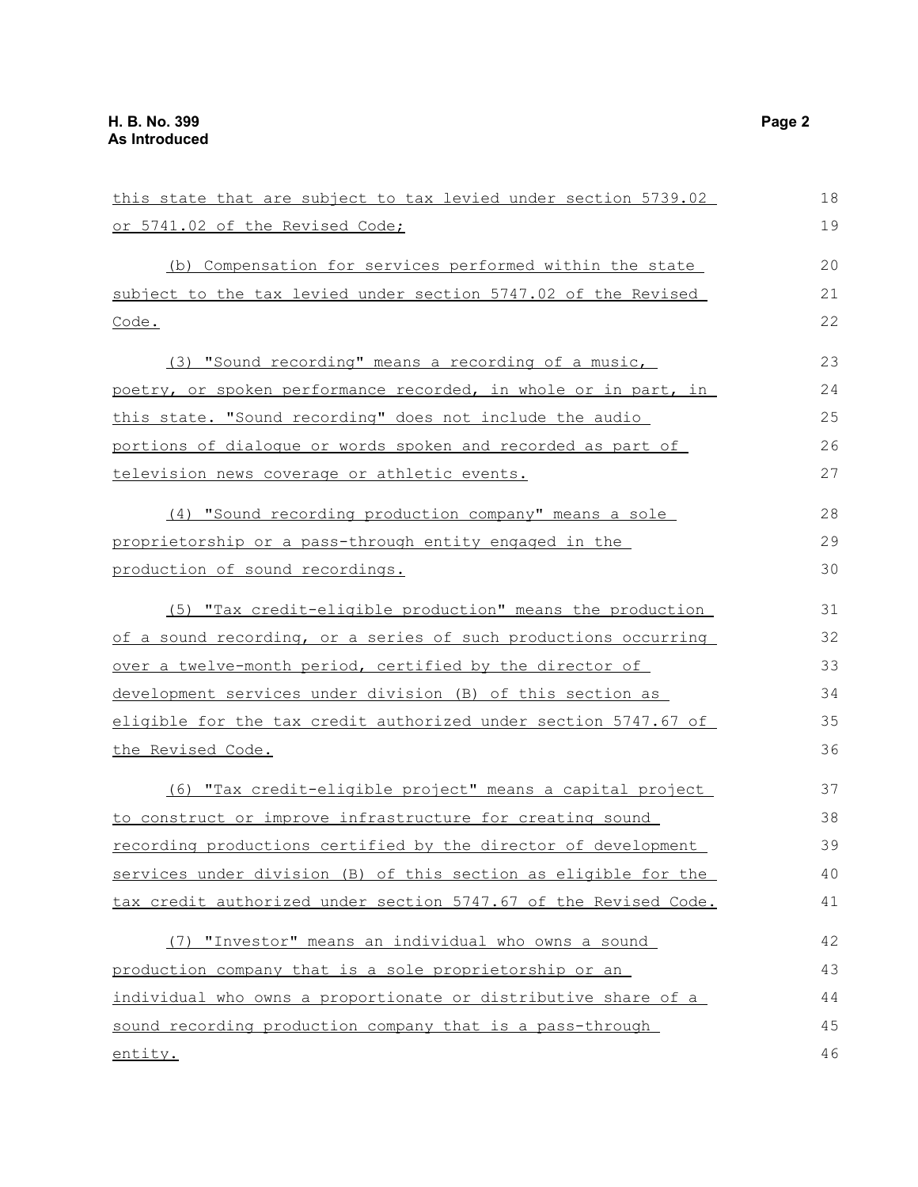this state that are subject to tax levied under section 5739.02 or 5741.02 of the Revised Code;

(b) Compensation for services performed within the state subject to the tax levied under section 5747.02 of the Revised Code.

(3) "Sound recording" means a recording of a music, poetry, or spoken performance recorded, in whole or in part, in this state. "Sound recording" does not include the audio portions of dialogue or words spoken and recorded as part of television news coverage or athletic events.

(4) "Sound recording production company" means a sole proprietorship or a pass-through entity engaged in the production of sound recordings.

(5) "Tax credit-eligible production" means the production of a sound recording, or a series of such productions occurring over a twelve-month period, certified by the director of development services under division (B) of this section as eligible for the tax credit authorized under section 5747.67 of the Revised Code.

(6) "Tax credit-eligible project" means a capital project to construct or improve infrastructure for creating sound recording productions certified by the director of development services under division (B) of this section as eligible for the tax credit authorized under section 5747.67 of the Revised Code.

(7) "Investor" means an individual who owns a sound production company that is a sole proprietorship or an individual who owns a proportionate or distributive share of a sound recording production company that is a pass-through entity.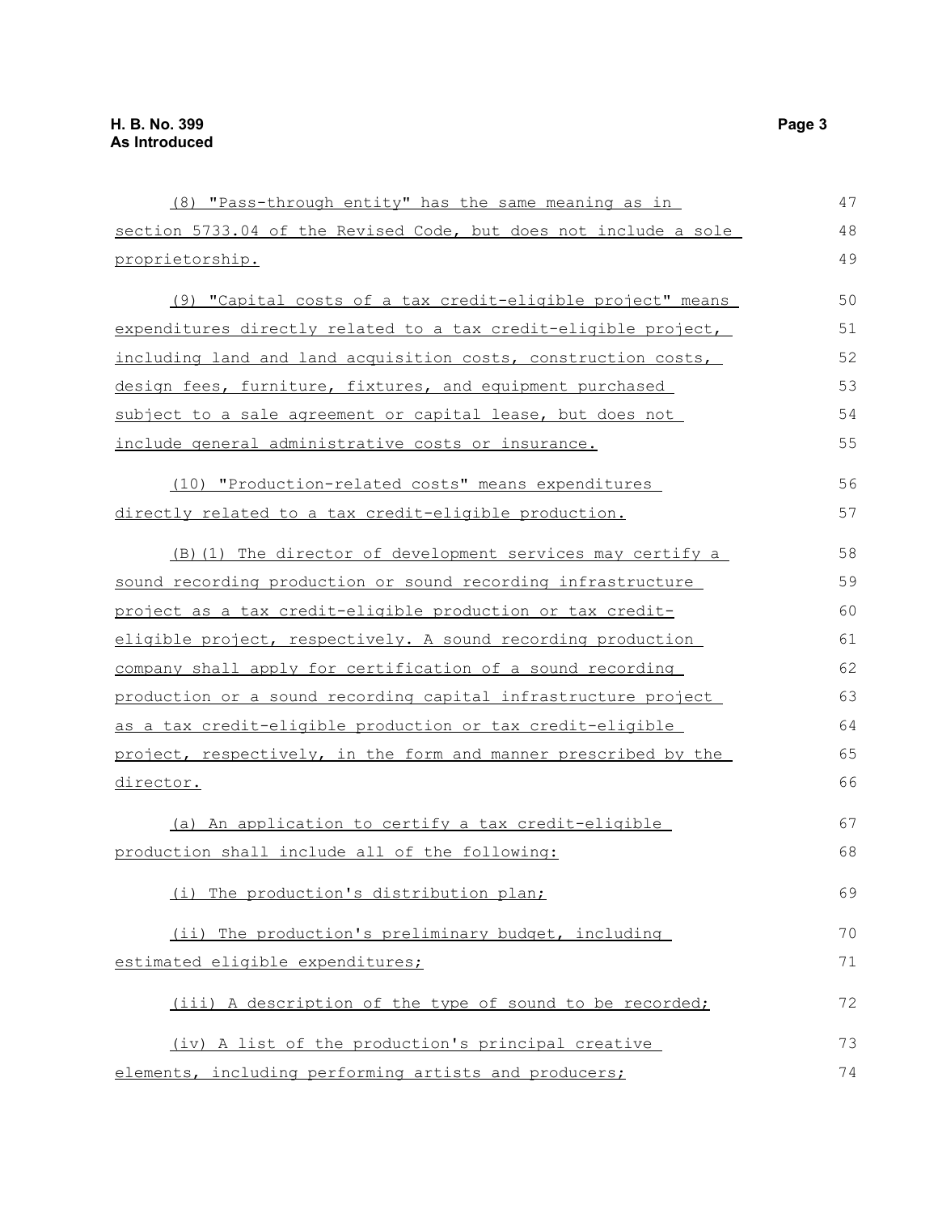(8) "Pass-through entity" has the same meaning as in section 5733.04 of the Revised Code, but does not include a sole proprietorship.

(9) "Capital costs of a tax credit-eligible project" means expenditures directly related to a tax credit-eligible project, including land and land acquisition costs, construction costs, design fees, furniture, fixtures, and equipment purchased subject to a sale agreement or capital lease, but does not include general administrative costs or insurance.

(10) "Production-related costs" means expenditures directly related to a tax credit-eligible production.

(B)(1) The director of development services may certify a sound recording production or sound recording infrastructure project as a tax credit-eligible production or tax credit-eligible project, respectively. A sound recording production company shall apply for certification of a sound recording production or a sound recording capital infrastructure project as a tax credit-eligible production or tax credit-eligible project, respectively, in the form and manner prescribed by the director.

(a) An application to certify a tax credit-eligible production shall include all of the following:

(i) The production's distribution plan;

(ii) The production's preliminary budget, including estimated eligible expenditures;

(iii) A description of the type of sound to be recorded;

(iv) A list of the production's principal creative elements, including performing artists and producers;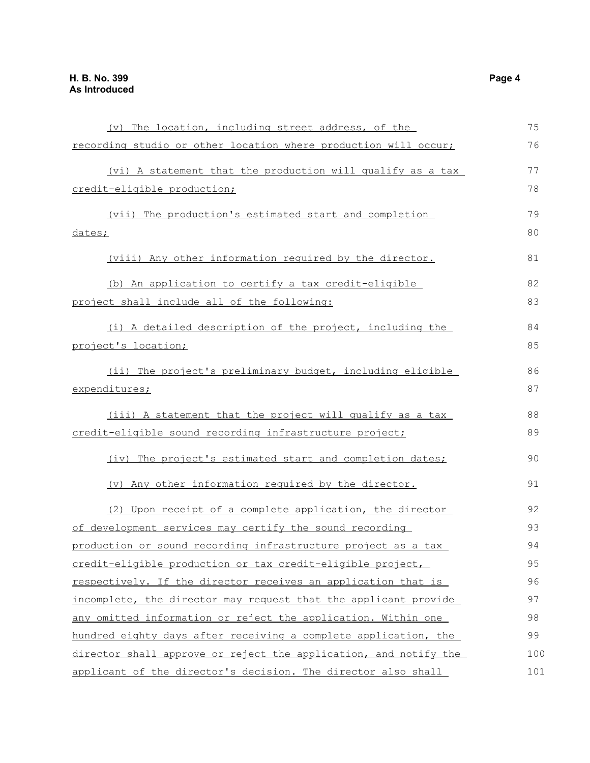(v) The location, including street address, of the recording studio or other location where production will occur;

(vi) A statement that the production will qualify as a tax credit-eligible production;

(vii) The production's estimated start and completion dates;

(viii) Any other information required by the director.

(b) An application to certify a tax credit-eligible project shall include all of the following:

(i) A detailed description of the project, including the project's location;

(ii) The project's preliminary budget, including eligible expenditures;

(iii) A statement that the project will qualify as a tax credit-eligible sound recording infrastructure project;

(iv) The project's estimated start and completion dates;

(v) Any other information required by the director.

(2) Upon receipt of a complete application, the director of development services may certify the sound recording production or sound recording infrastructure project as a tax credit-eligible production or tax credit-eligible project, respectively. If the director receives an application that is incomplete, the director may request that the applicant provide any omitted information or reject the application. Within one hundred eighty days after receiving a complete application, the director shall approve or reject the application, and notify the applicant of the director's decision. The director also shall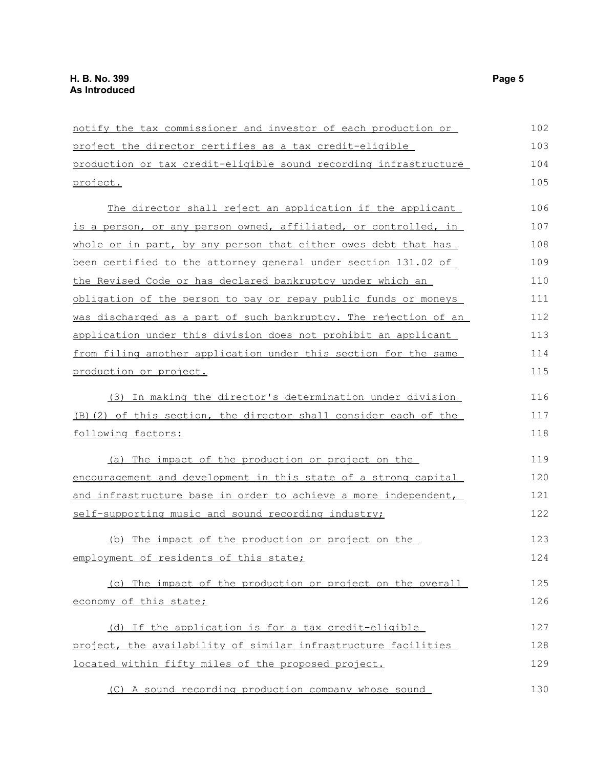notify the tax commissioner and investor of each production or project the director certifies as a tax credit-eligible production or tax credit-eligible sound recording infrastructure project.

The director shall reject an application if the applicant is a person, or any person owned, affiliated, or controlled, in whole or in part, by any person that either owes debt that has been certified to the attorney general under section 131.02 of the Revised Code or has declared bankruptcy under which an obligation of the person to pay or repay public funds or moneys was discharged as a part of such bankruptcy. The rejection of an application under this division does not prohibit an applicant from filing another application under this section for the same production or project.

(3) In making the director's determination under division (B)(2) of this section, the director shall consider each of the following factors:

(a) The impact of the production or project on the encouragement and development in this state of a strong capital and infrastructure base in order to achieve a more independent, self-supporting music and sound recording industry;

(b) The impact of the production or project on the employment of residents of this state;

(c) The impact of the production or project on the overall economy of this state;

(d) If the application is for a tax credit-eligible project, the availability of similar infrastructure facilities located within fifty miles of the proposed project.

(C) A sound recording production company whose sound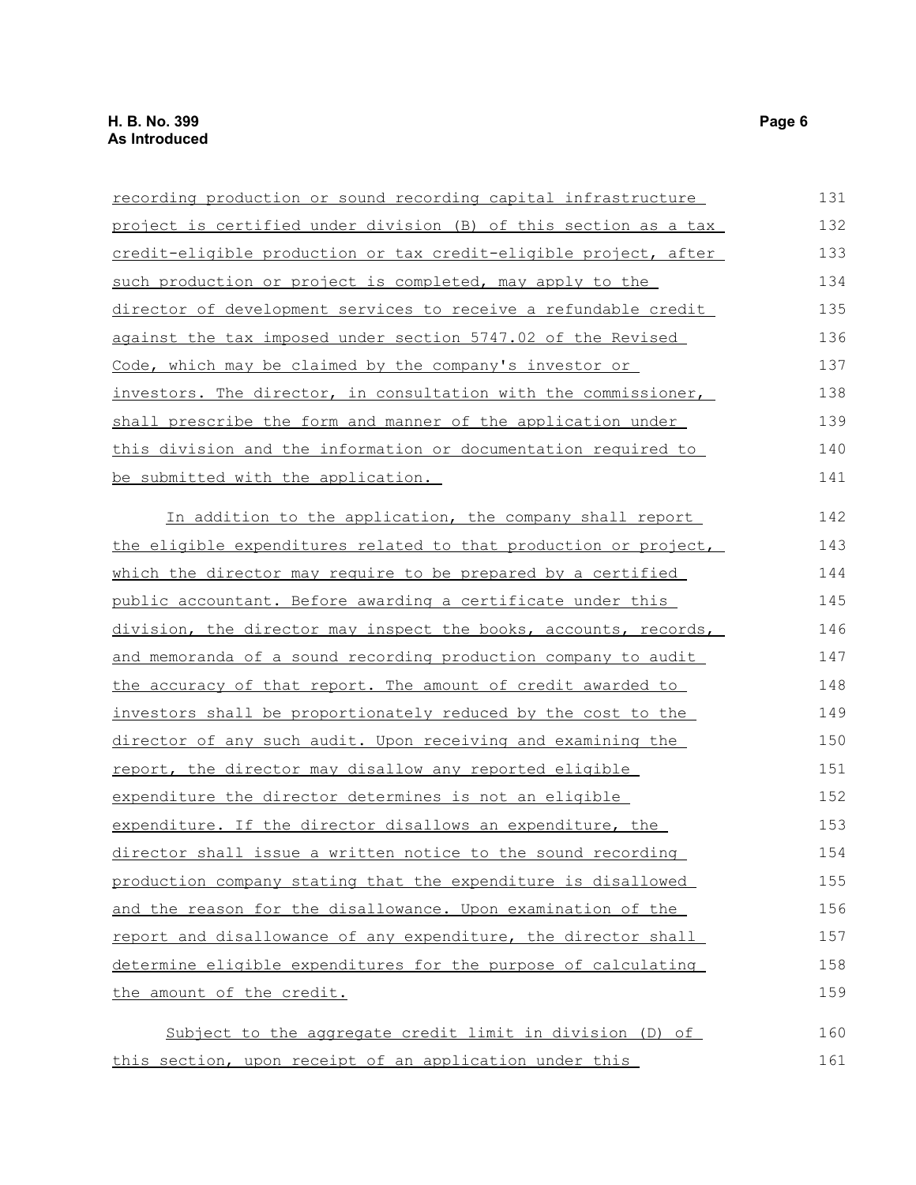recording production or sound recording capital infrastructure project is certified under division (B) of this section as a tax credit-eligible production or tax credit-eligible project, after such production or project is completed, may apply to the director of development services to receive a refundable credit against the tax imposed under section 5747.02 of the Revised Code, which may be claimed by the company's investor or investors. The director, in consultation with the commissioner, shall prescribe the form and manner of the application under this division and the information or documentation required to be submitted with the application.

In addition to the application, the company shall report the eligible expenditures related to that production or project, which the director may require to be prepared by a certified public accountant. Before awarding a certificate under this division, the director may inspect the books, accounts, records, and memoranda of a sound recording production company to audit the accuracy of that report. The amount of credit awarded to investors shall be proportionately reduced by the cost to the director of any such audit. Upon receiving and examining the report, the director may disallow any reported eligible expenditure the director determines is not an eligible expenditure. If the director disallows an expenditure, the director shall issue a written notice to the sound recording production company stating that the expenditure is disallowed and the reason for the disallowance. Upon examination of the report and disallowance of any expenditure, the director shall determine eligible expenditures for the purpose of calculating the amount of the credit.

Subject to the aggregate credit limit in division (D) of this section, upon receipt of an application under this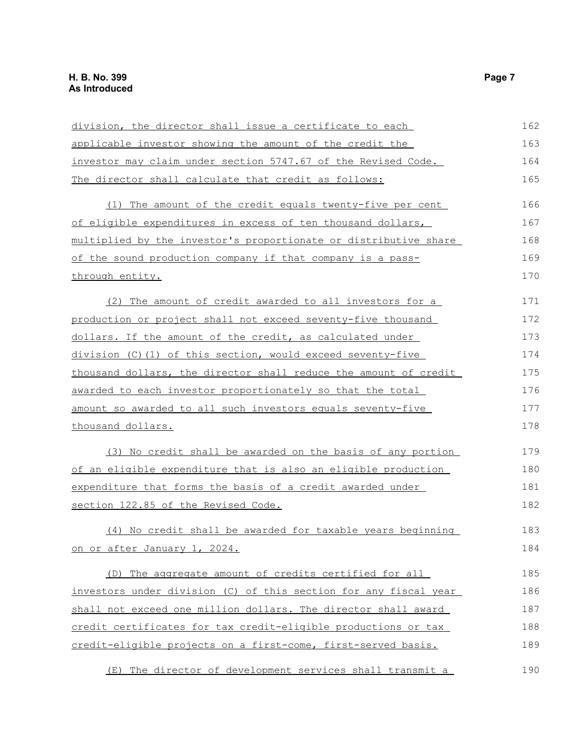division, the director shall issue a certificate to each applicable investor showing the amount of the credit the investor may claim under section 5747.67 of the Revised Code. The director shall calculate that credit as follows:

(1) The amount of the credit equals twenty-five per cent of eligible expenditures in excess of ten thousand dollars, multiplied by the investor's proportionate or distributive share of the sound production company if that company is a pass-through entity.

(2) The amount of credit awarded to all investors for a production or project shall not exceed seventy-five thousand dollars. If the amount of the credit, as calculated under division (C)(1) of this section, would exceed seventy-five thousand dollars, the director shall reduce the amount of credit awarded to each investor proportionately so that the total amount so awarded to all such investors equals seventy-five thousand dollars.

(3) No credit shall be awarded on the basis of any portion of an eligible expenditure that is also an eligible production expenditure that forms the basis of a credit awarded under section 122.85 of the Revised Code.

(4) No credit shall be awarded for taxable years beginning on or after January 1, 2024.

(D) The aggregate amount of credits certified for all investors under division (C) of this section for any fiscal year shall not exceed one million dollars. The director shall award credit certificates for tax credit-eligible productions or tax credit-eligible projects on a first-come, first-served basis.

(E) The director of development services shall transmit a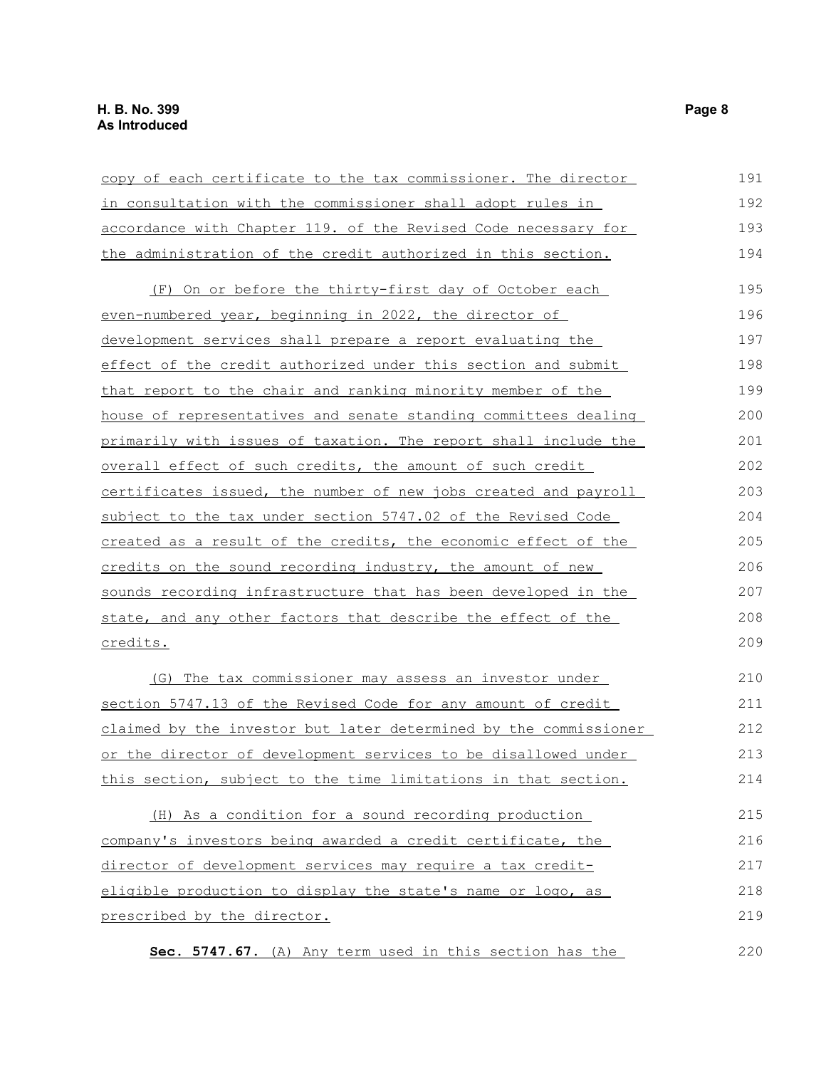copy of each certificate to the tax commissioner. The director in consultation with the commissioner shall adopt rules in accordance with Chapter 119. of the Revised Code necessary for the administration of the credit authorized in this section.

(F) On or before the thirty-first day of October each even-numbered year, beginning in 2022, the director of development services shall prepare a report evaluating the effect of the credit authorized under this section and submit that report to the chair and ranking minority member of the house of representatives and senate standing committees dealing primarily with issues of taxation. The report shall include the overall effect of such credits, the amount of such credit certificates issued, the number of new jobs created and payroll subject to the tax under section 5747.02 of the Revised Code created as a result of the credits, the economic effect of the credits on the sound recording industry, the amount of new sounds recording infrastructure that has been developed in the state, and any other factors that describe the effect of the credits.

(G) The tax commissioner may assess an investor under section 5747.13 of the Revised Code for any amount of credit claimed by the investor but later determined by the commissioner or the director of development services to be disallowed under this section, subject to the time limitations in that section.

(H) As a condition for a sound recording production company's investors being awarded a credit certificate, the director of development services may require a tax credit-eligible production to display the state's name or logo, as prescribed by the director.

**Sec. 5747.67.** (A) Any term used in this section has the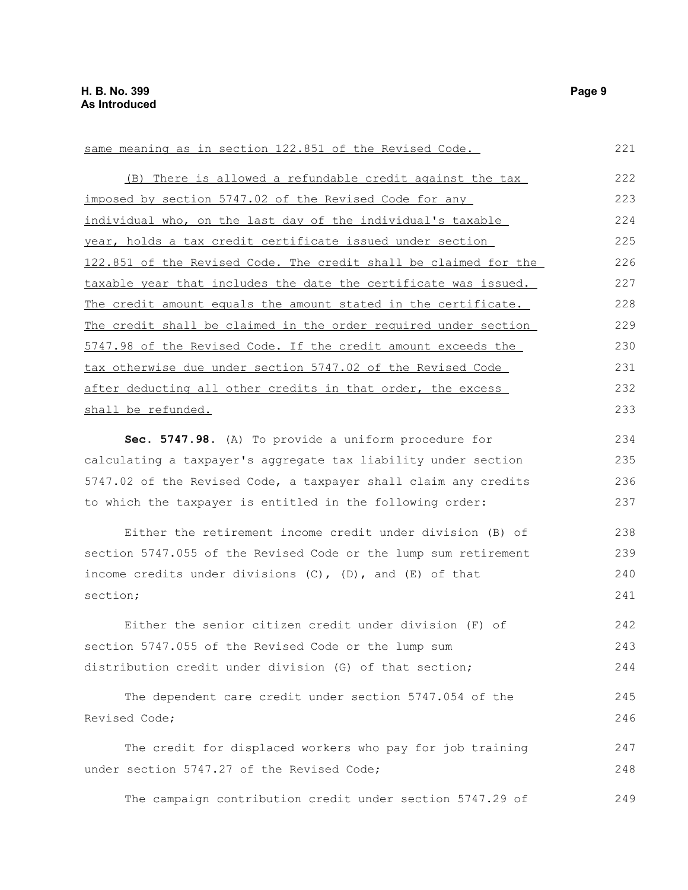same meaning as in section 122.851 of the Revised Code.

(B) There is allowed a refundable credit against the tax imposed by section 5747.02 of the Revised Code for any individual who, on the last day of the individual's taxable year, holds a tax credit certificate issued under section 122.851 of the Revised Code. The credit shall be claimed for the taxable year that includes the date the certificate was issued. The credit amount equals the amount stated in the certificate. The credit shall be claimed in the order required under section 5747.98 of the Revised Code. If the credit amount exceeds the tax otherwise due under section 5747.02 of the Revised Code after deducting all other credits in that order, the excess shall be refunded.

**Sec. 5747.98.** (A) To provide a uniform procedure for calculating a taxpayer's aggregate tax liability under section 5747.02 of the Revised Code, a taxpayer shall claim any credits to which the taxpayer is entitled in the following order:

Either the retirement income credit under division (B) of section 5747.055 of the Revised Code or the lump sum retirement income credits under divisions (C), (D), and (E) of that section;

Either the senior citizen credit under division (F) of section 5747.055 of the Revised Code or the lump sum distribution credit under division (G) of that section;

The dependent care credit under section 5747.054 of the Revised Code;

The credit for displaced workers who pay for job training under section 5747.27 of the Revised Code;

The campaign contribution credit under section 5747.29 of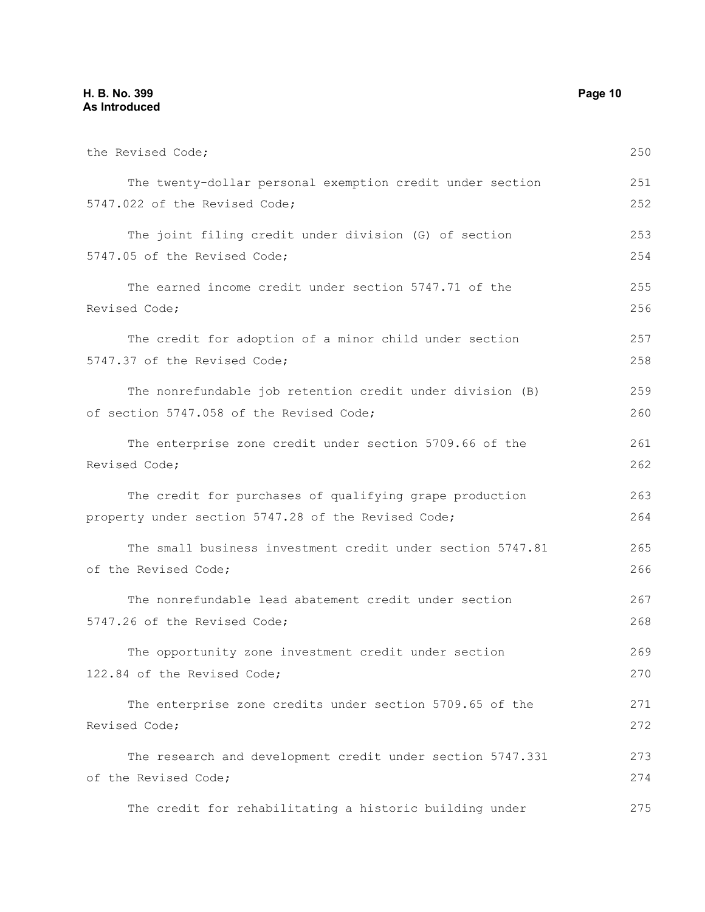the Revised Code;

The twenty-dollar personal exemption credit under section 5747.022 of the Revised Code;

The joint filing credit under division (G) of section 5747.05 of the Revised Code;

The earned income credit under section 5747.71 of the Revised Code;

The credit for adoption of a minor child under section 5747.37 of the Revised Code;

The nonrefundable job retention credit under division (B) of section 5747.058 of the Revised Code;

The enterprise zone credit under section 5709.66 of the Revised Code;

The credit for purchases of qualifying grape production property under section 5747.28 of the Revised Code;

The small business investment credit under section 5747.81 of the Revised Code;

The nonrefundable lead abatement credit under section 5747.26 of the Revised Code;

The opportunity zone investment credit under section 122.84 of the Revised Code;

The enterprise zone credits under section 5709.65 of the Revised Code;

The research and development credit under section 5747.331 of the Revised Code;

The credit for rehabilitating a historic building under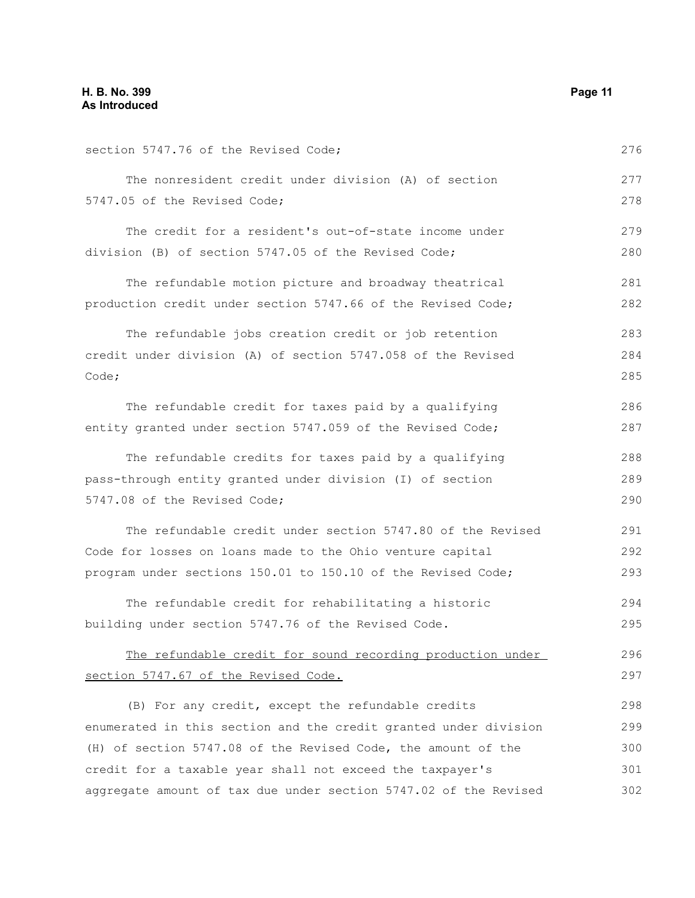section 5747.76 of the Revised Code;

The nonresident credit under division (A) of section 5747.05 of the Revised Code;

The credit for a resident's out-of-state income under division (B) of section 5747.05 of the Revised Code;

The refundable motion picture and broadway theatrical production credit under section 5747.66 of the Revised Code;

The refundable jobs creation credit or job retention credit under division (A) of section 5747.058 of the Revised Code;

The refundable credit for taxes paid by a qualifying entity granted under section 5747.059 of the Revised Code;

The refundable credits for taxes paid by a qualifying pass-through entity granted under division (I) of section 5747.08 of the Revised Code;

The refundable credit under section 5747.80 of the Revised Code for losses on loans made to the Ohio venture capital program under sections 150.01 to 150.10 of the Revised Code;

The refundable credit for rehabilitating a historic building under section 5747.76 of the Revised Code.

<u>The refundable credit for sound recording production under section 5747.67 of the Revised Code.</u>

(B) For any credit, except the refundable credits enumerated in this section and the credit granted under division (H) of section 5747.08 of the Revised Code, the amount of the credit for a taxable year shall not exceed the taxpayer's aggregate amount of tax due under section 5747.02 of the Revised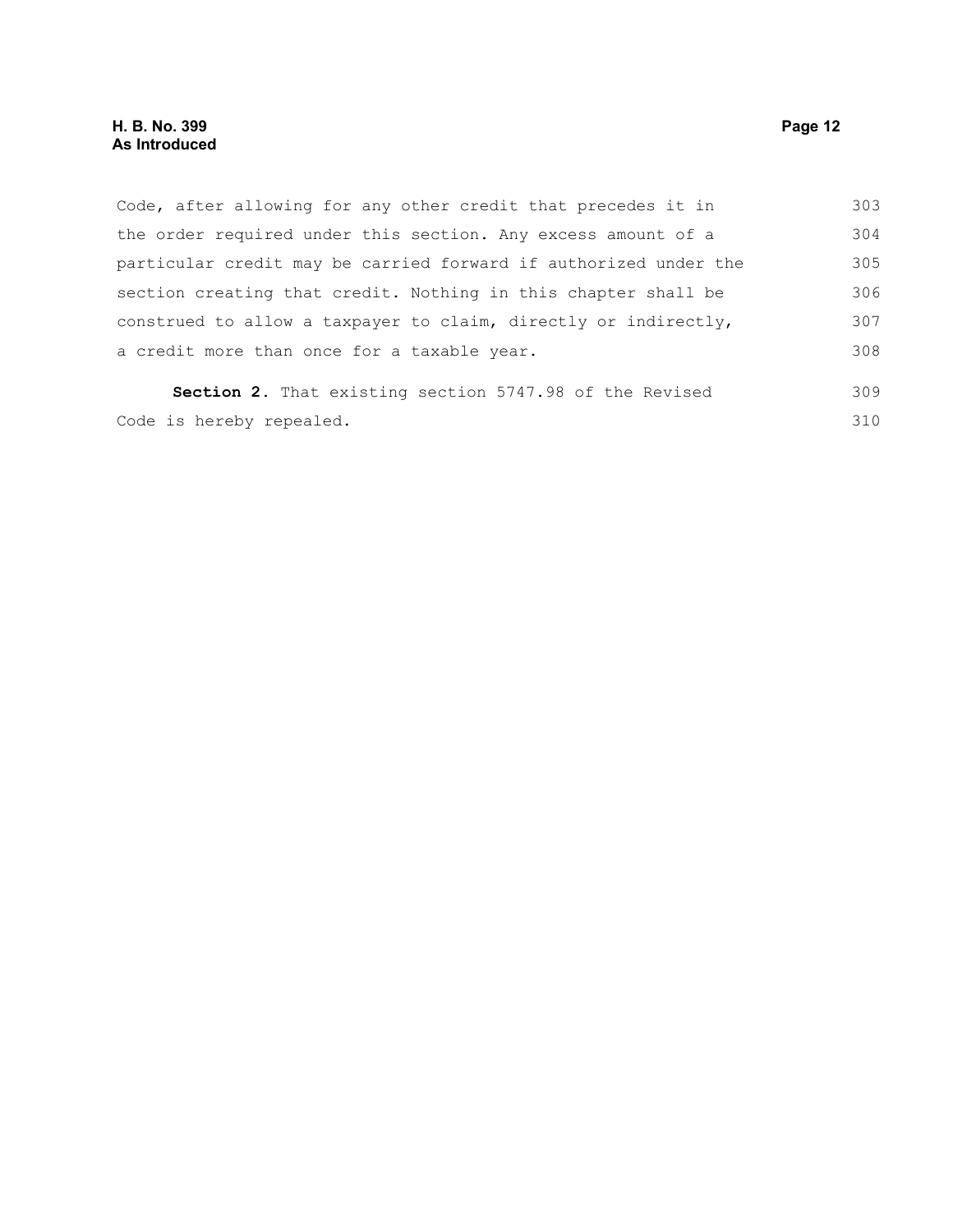Code, after allowing for any other credit that precedes it in the order required under this section. Any excess amount of a particular credit may be carried forward if authorized under the section creating that credit. Nothing in this chapter shall be construed to allow a taxpayer to claim, directly or indirectly, a credit more than once for a taxable year.

**Section 2.** That existing section 5747.98 of the Revised Code is hereby repealed.